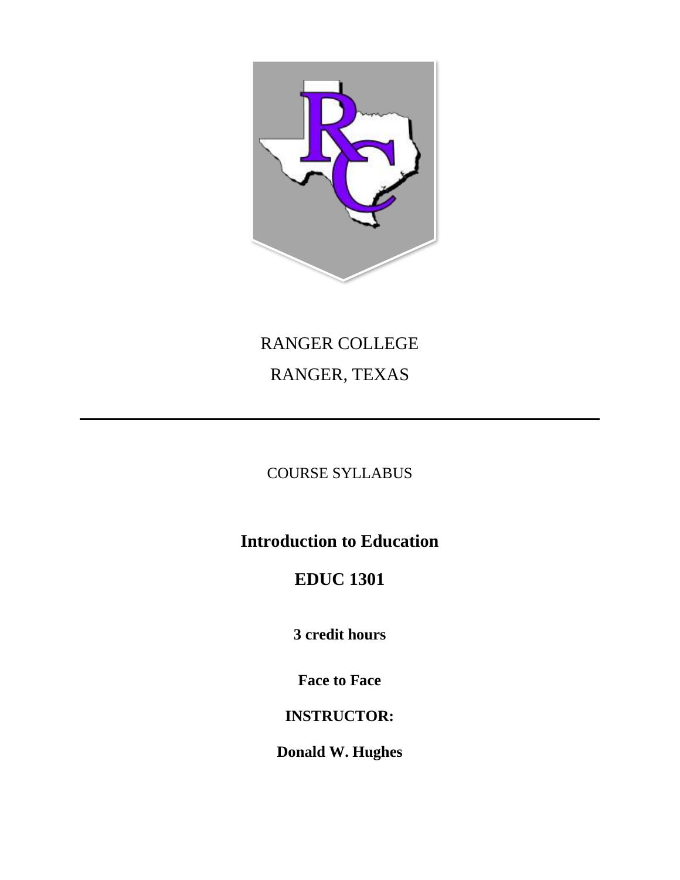RANGER COLLEGE

RANGER, TEXAS

---

COURSE SYLLABUS

# Introduction to Education

# EDUC 1301

**3 credit hours**

**Face to Face**

**INSTRUCTOR:**

**Donald W. Hughes**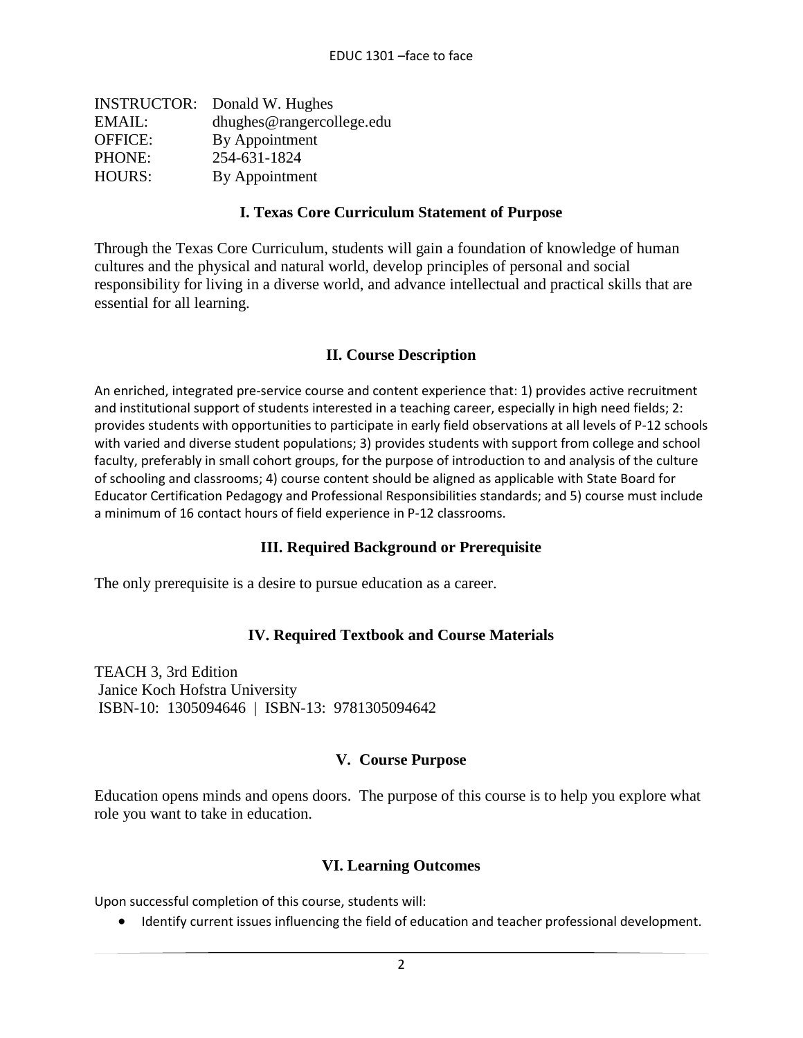| INSTRUCTOR: | Donald W. Hughes |
|---|---|
| EMAIL: | dhughes@rangercollege.edu |
| OFFICE: | By Appointment |
| PHONE: | 254-631-1824 |
| HOURS: | By Appointment |

## I. Texas Core Curriculum Statement of Purpose

Through the Texas Core Curriculum, students will gain a foundation of knowledge of human cultures and the physical and natural world, develop principles of personal and social responsibility for living in a diverse world, and advance intellectual and practical skills that are essential for all learning.

## II. Course Description

An enriched, integrated pre-service course and content experience that: 1) provides active recruitment and institutional support of students interested in a teaching career, especially in high need fields; 2: provides students with opportunities to participate in early field observations at all levels of P-12 schools with varied and diverse student populations; 3) provides students with support from college and school faculty, preferably in small cohort groups, for the purpose of introduction to and analysis of the culture of schooling and classrooms; 4) course content should be aligned as applicable with State Board for Educator Certification Pedagogy and Professional Responsibilities standards; and 5) course must include a minimum of 16 contact hours of field experience in P-12 classrooms.

## III. Required Background or Prerequisite

The only prerequisite is a desire to pursue education as a career.

## IV. Required Textbook and Course Materials

TEACH 3, 3rd Edition
Janice Koch Hofstra University
ISBN-10: 1305094646 | ISBN-13: 9781305094642

## V. Course Purpose

Education opens minds and opens doors. The purpose of this course is to help you explore what role you want to take in education.

## VI. Learning Outcomes

Upon successful completion of this course, students will:

- Identify current issues influencing the field of education and teacher professional development.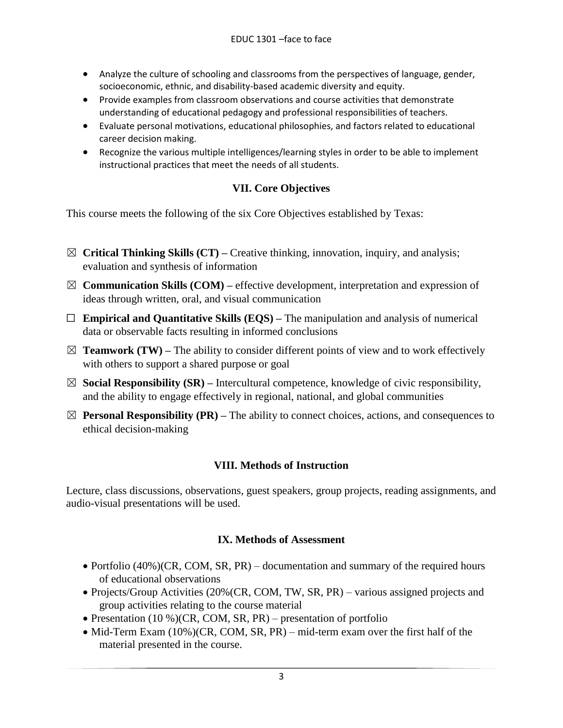- Analyze the culture of schooling and classrooms from the perspectives of language, gender, socioeconomic, ethnic, and disability-based academic diversity and equity.
- Provide examples from classroom observations and course activities that demonstrate understanding of educational pedagogy and professional responsibilities of teachers.
- Evaluate personal motivations, educational philosophies, and factors related to educational career decision making.
- Recognize the various multiple intelligences/learning styles in order to be able to implement instructional practices that meet the needs of all students.

## VII. Core Objectives

This course meets the following of the six Core Objectives established by Texas:

☒ **Critical Thinking Skills (CT) –** Creative thinking, innovation, inquiry, and analysis; evaluation and synthesis of information

☒ **Communication Skills (COM) –** effective development, interpretation and expression of ideas through written, oral, and visual communication

☐ **Empirical and Quantitative Skills (EQS) –** The manipulation and analysis of numerical data or observable facts resulting in informed conclusions

☒ **Teamwork (TW) –** The ability to consider different points of view and to work effectively with others to support a shared purpose or goal

☒ **Social Responsibility (SR) –** Intercultural competence, knowledge of civic responsibility, and the ability to engage effectively in regional, national, and global communities

☒ **Personal Responsibility (PR) –** The ability to connect choices, actions, and consequences to ethical decision-making

## VIII. Methods of Instruction

Lecture, class discussions, observations, guest speakers, group projects, reading assignments, and audio-visual presentations will be used.

## IX. Methods of Assessment

- Portfolio (40%)(CR, COM, SR, PR) – documentation and summary of the required hours of educational observations
- Projects/Group Activities (20%(CR, COM, TW, SR, PR) – various assigned projects and group activities relating to the course material
- Presentation (10 %)(CR, COM, SR, PR) – presentation of portfolio
- Mid-Term Exam (10%)(CR, COM, SR, PR) – mid-term exam over the first half of the material presented in the course.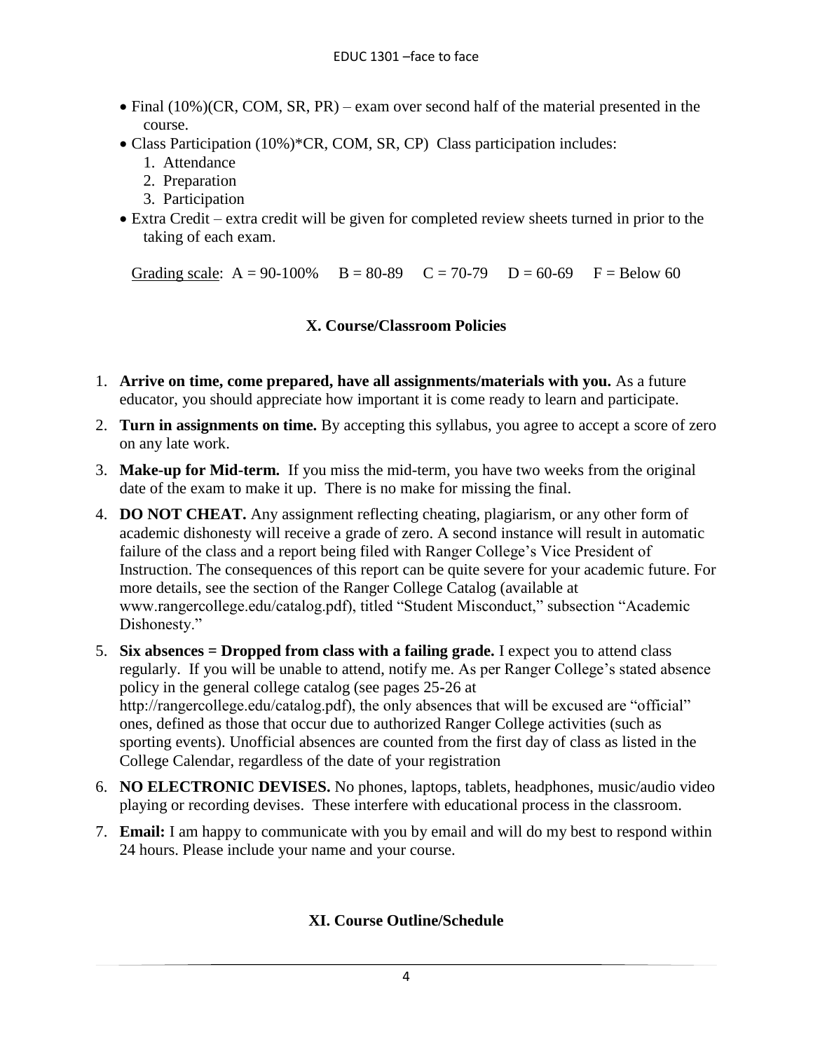- Final (10%)(CR, COM, SR, PR) – exam over second half of the material presented in the course.
- Class Participation (10%)*CR, COM, SR, CP) Class participation includes:
  1. Attendance
  2. Preparation
  3. Participation
- Extra Credit – extra credit will be given for completed review sheets turned in prior to the taking of each exam.

Grading scale: A = 90-100% B = 80-89 C = 70-79 D = 60-69 F = Below 60

## X. Course/Classroom Policies

1. **Arrive on time, come prepared, have all assignments/materials with you.** As a future educator, you should appreciate how important it is come ready to learn and participate.
2. **Turn in assignments on time.** By accepting this syllabus, you agree to accept a score of zero on any late work.
3. **Make-up for Mid-term.** If you miss the mid-term, you have two weeks from the original date of the exam to make it up. There is no make for missing the final.
4. **DO NOT CHEAT.** Any assignment reflecting cheating, plagiarism, or any other form of academic dishonesty will receive a grade of zero. A second instance will result in automatic failure of the class and a report being filed with Ranger College's Vice President of Instruction. The consequences of this report can be quite severe for your academic future. For more details, see the section of the Ranger College Catalog (available at www.rangercollege.edu/catalog.pdf), titled "Student Misconduct," subsection "Academic Dishonesty."
5. **Six absences = Dropped from class with a failing grade.** I expect you to attend class regularly. If you will be unable to attend, notify me. As per Ranger College's stated absence policy in the general college catalog (see pages 25-26 at http://rangercollege.edu/catalog.pdf), the only absences that will be excused are "official" ones, defined as those that occur due to authorized Ranger College activities (such as sporting events). Unofficial absences are counted from the first day of class as listed in the College Calendar, regardless of the date of your registration
6. **NO ELECTRONIC DEVISES.** No phones, laptops, tablets, headphones, music/audio video playing or recording devises. These interfere with educational process in the classroom.
7. **Email:** I am happy to communicate with you by email and will do my best to respond within 24 hours. Please include your name and your course.

## XI. Course Outline/Schedule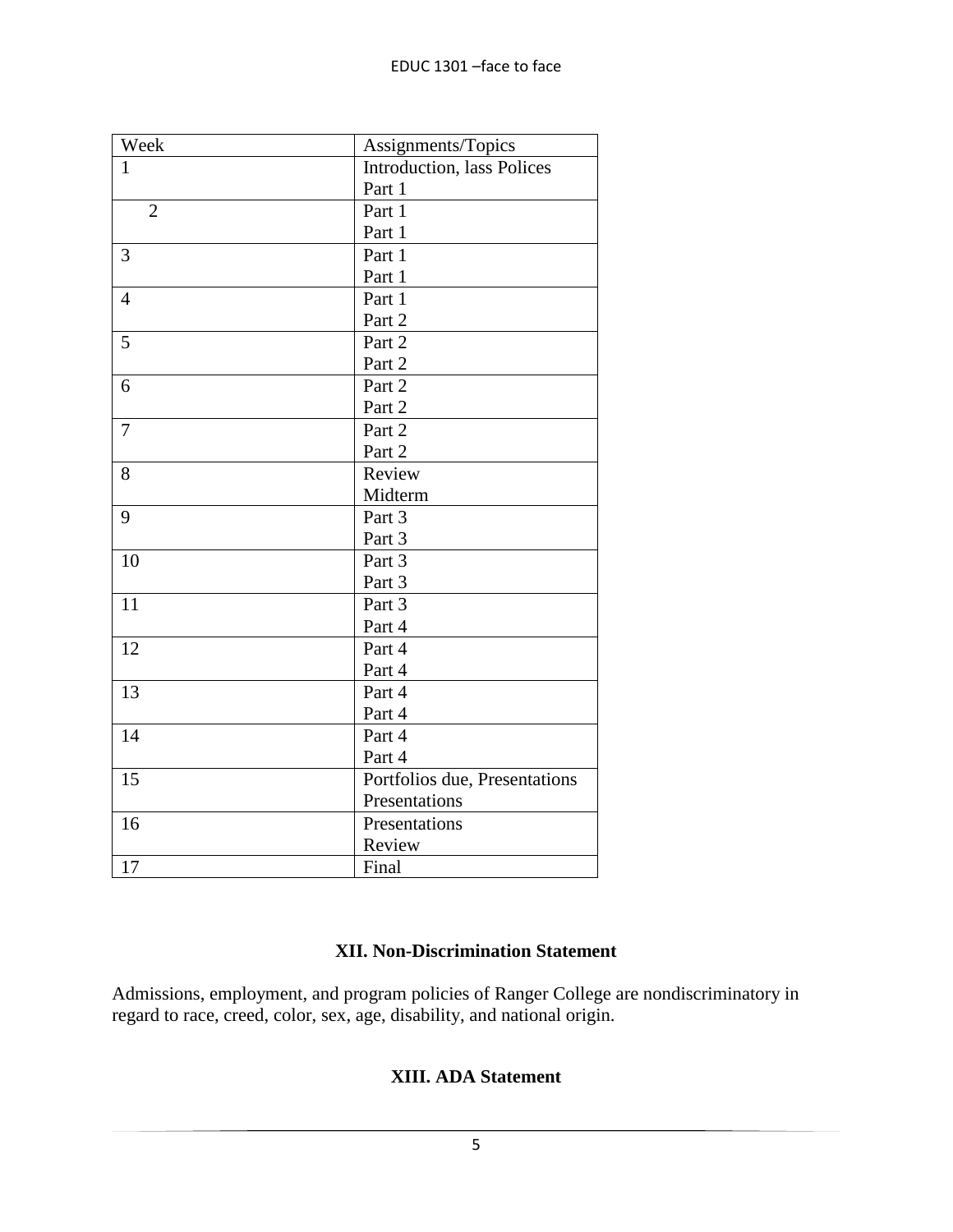| Week | Assignments/Topics |
|---|---|
| 1 | Introduction, lass Polices<br>Part 1 |
| 2 | Part 1<br>Part 1 |
| 3 | Part 1<br>Part 1 |
| 4 | Part 1<br>Part 2 |
| 5 | Part 2<br>Part 2 |
| 6 | Part 2<br>Part 2 |
| 7 | Part 2<br>Part 2 |
| 8 | Review<br>Midterm |
| 9 | Part 3<br>Part 3 |
| 10 | Part 3<br>Part 3 |
| 11 | Part 3<br>Part 4 |
| 12 | Part 4<br>Part 4 |
| 13 | Part 4<br>Part 4 |
| 14 | Part 4<br>Part 4 |
| 15 | Portfolios due, Presentations<br>Presentations |
| 16 | Presentations<br>Review |
| 17 | Final |

## XII. Non-Discrimination Statement

Admissions, employment, and program policies of Ranger College are nondiscriminatory in regard to race, creed, color, sex, age, disability, and national origin.

## XIII. ADA Statement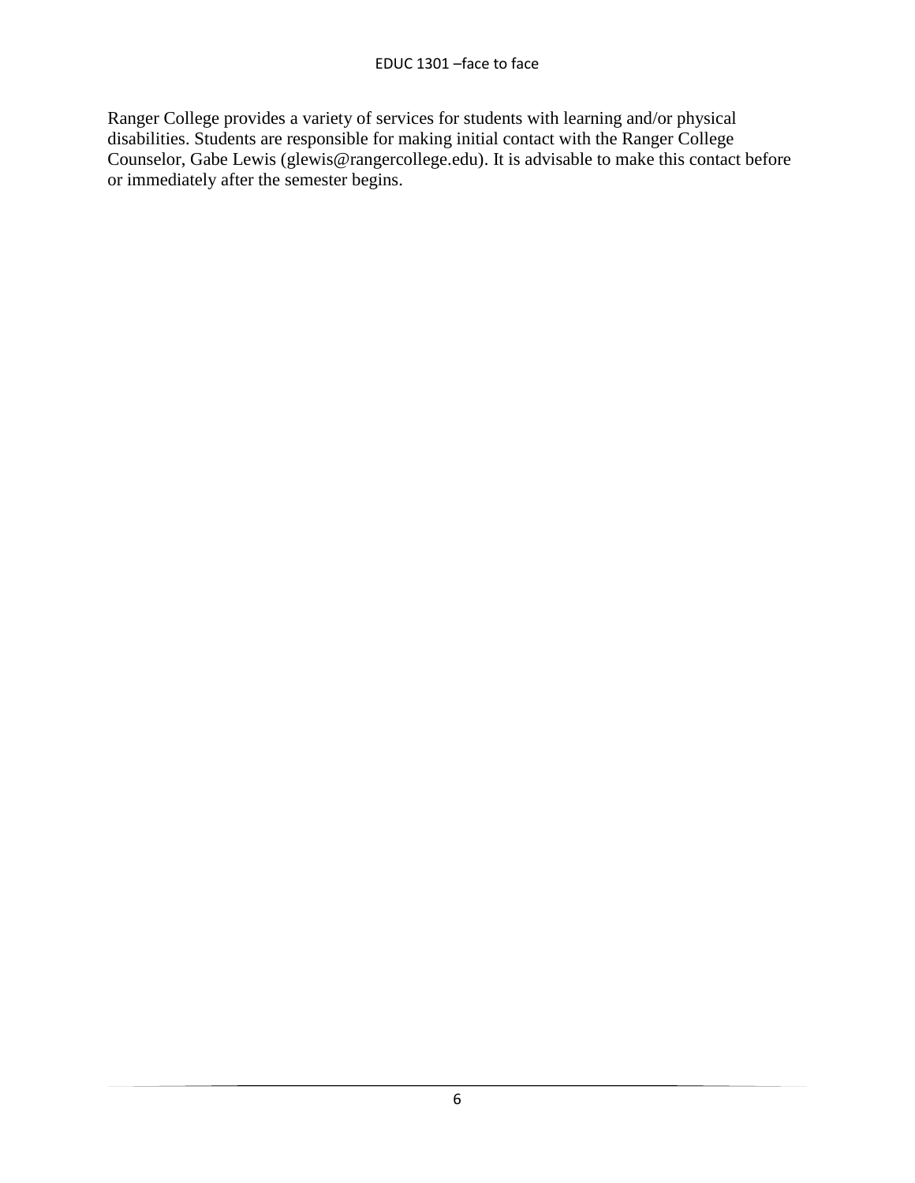Ranger College provides a variety of services for students with learning and/or physical disabilities. Students are responsible for making initial contact with the Ranger College Counselor, Gabe Lewis (glewis@rangercollege.edu). It is advisable to make this contact before or immediately after the semester begins.